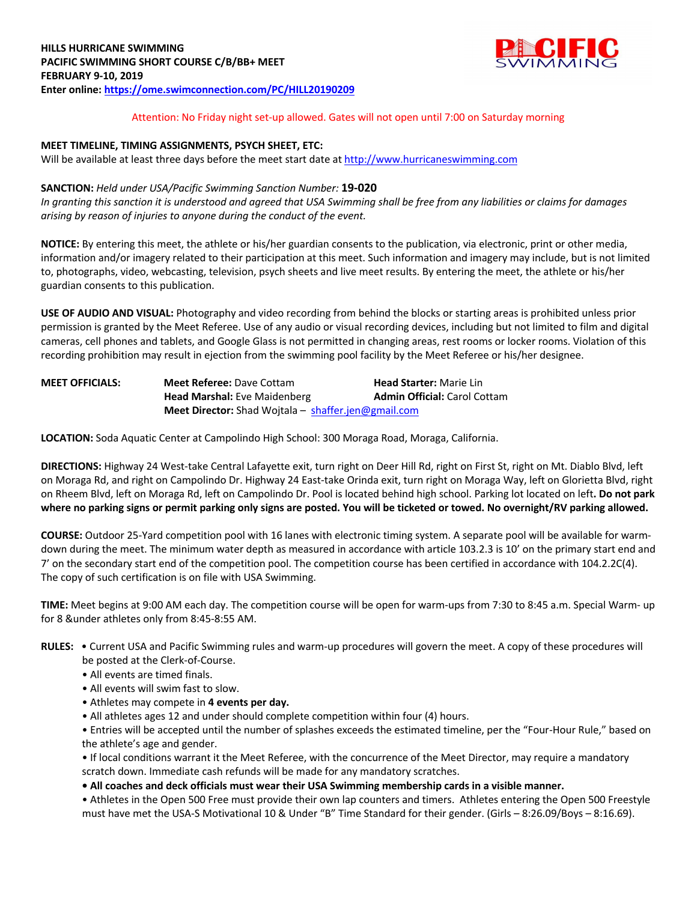**HILLS HURRICANE SWIMMING**
**PACIFIC SWIMMING SHORT COURSE C/B/BB+ MEET**
**FEBRUARY 9-10, 2019**
**Enter online: https://ome.swimconnection.com/PC/HILL20190209**

Attention: No Friday night set-up allowed. Gates will not open until 7:00 on Saturday morning

**MEET TIMELINE, TIMING ASSIGNMENTS, PSYCH SHEET, ETC:**
Will be available at least three days before the meet start date at http://www.hurricaneswimming.com

**SANCTION:** *Held under USA/Pacific Swimming Sanction Number:* **19-020**
*In granting this sanction it is understood and agreed that USA Swimming shall be free from any liabilities or claims for damages arising by reason of injuries to anyone during the conduct of the event.*

**NOTICE:** By entering this meet, the athlete or his/her guardian consents to the publication, via electronic, print or other media, information and/or imagery related to their participation at this meet. Such information and imagery may include, but is not limited to, photographs, video, webcasting, television, psych sheets and live meet results. By entering the meet, the athlete or his/her guardian consents to this publication.

**USE OF AUDIO AND VISUAL:** Photography and video recording from behind the blocks or starting areas is prohibited unless prior permission is granted by the Meet Referee. Use of any audio or visual recording devices, including but not limited to film and digital cameras, cell phones and tablets, and Google Glass is not permitted in changing areas, rest rooms or locker rooms. Violation of this recording prohibition may result in ejection from the swimming pool facility by the Meet Referee or his/her designee.

**MEET OFFICIALS:**
- **Meet Referee:** Dave Cottam
- **Head Starter:** Marie Lin
- **Head Marshal:** Eve Maidenberg
- **Admin Official:** Carol Cottam
- **Meet Director:** Shad Wojtala – shaffer.jen@gmail.com

**LOCATION:** Soda Aquatic Center at Campolindo High School: 300 Moraga Road, Moraga, California.

**DIRECTIONS:** Highway 24 West-take Central Lafayette exit, turn right on Deer Hill Rd, right on First St, right on Mt. Diablo Blvd, left on Moraga Rd, and right on Campolindo Dr. Highway 24 East-take Orinda exit, turn right on Moraga Way, left on Glorietta Blvd, right on Rheem Blvd, left on Moraga Rd, left on Campolindo Dr. Pool is located behind high school. Parking lot located on left**. Do not park where no parking signs or permit parking only signs are posted. You will be ticketed or towed. No overnight/RV parking allowed.**

**COURSE:** Outdoor 25-Yard competition pool with 16 lanes with electronic timing system. A separate pool will be available for warm-down during the meet. The minimum water depth as measured in accordance with article 103.2.3 is 10' on the primary start end and 7' on the secondary start end of the competition pool. The competition course has been certified in accordance with 104.2.2C(4). The copy of such certification is on file with USA Swimming.

**TIME:** Meet begins at 9:00 AM each day. The competition course will be open for warm-ups from 7:30 to 8:45 a.m. Special Warm- up for 8 &under athletes only from 8:45-8:55 AM.

**RULES:**
- Current USA and Pacific Swimming rules and warm-up procedures will govern the meet. A copy of these procedures will be posted at the Clerk-of-Course.
- All events are timed finals.
- All events will swim fast to slow.
- Athletes may compete in **4 events per day.**
- All athletes ages 12 and under should complete competition within four (4) hours.
- Entries will be accepted until the number of splashes exceeds the estimated timeline, per the "Four-Hour Rule," based on the athlete's age and gender.
- If local conditions warrant it the Meet Referee, with the concurrence of the Meet Director, may require a mandatory scratch down. Immediate cash refunds will be made for any mandatory scratches.
- **All coaches and deck officials must wear their USA Swimming membership cards in a visible manner.**
- Athletes in the Open 500 Free must provide their own lap counters and timers. Athletes entering the Open 500 Freestyle must have met the USA-S Motivational 10 & Under "B" Time Standard for their gender. (Girls – 8:26.09/Boys – 8:16.69).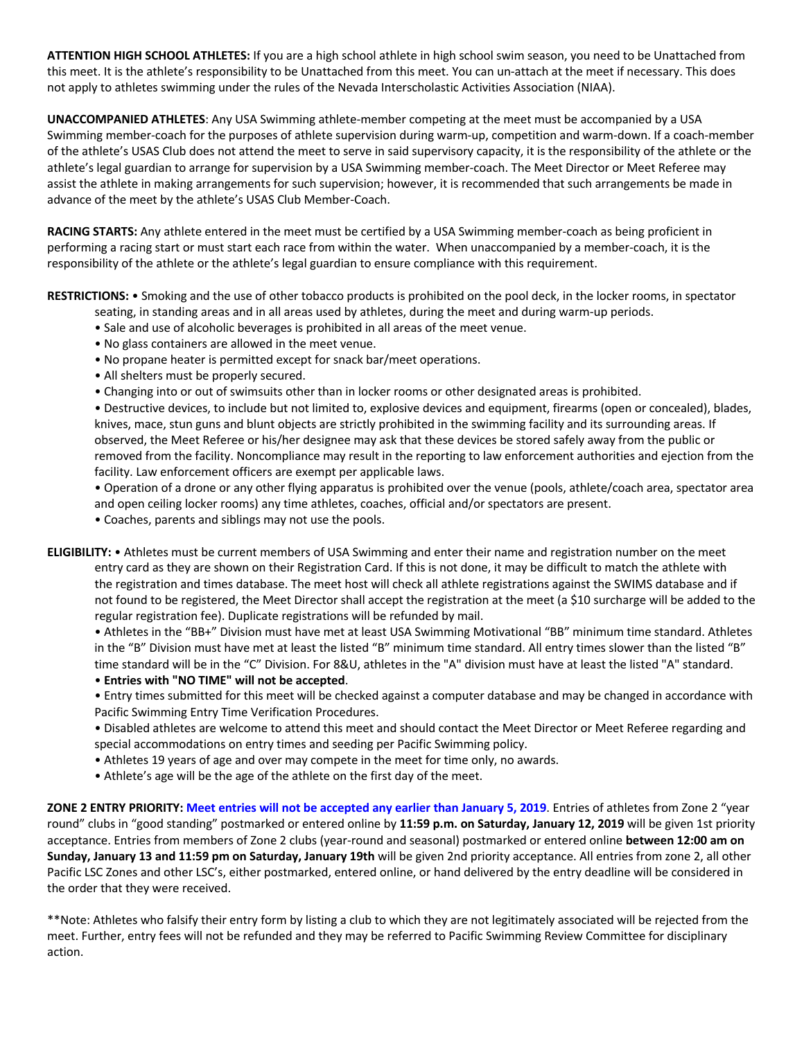**ATTENTION HIGH SCHOOL ATHLETES:** If you are a high school athlete in high school swim season, you need to be Unattached from this meet. It is the athlete's responsibility to be Unattached from this meet. You can un-attach at the meet if necessary. This does not apply to athletes swimming under the rules of the Nevada Interscholastic Activities Association (NIAA).

**UNACCOMPANIED ATHLETES**: Any USA Swimming athlete-member competing at the meet must be accompanied by a USA Swimming member-coach for the purposes of athlete supervision during warm-up, competition and warm-down. If a coach-member of the athlete's USAS Club does not attend the meet to serve in said supervisory capacity, it is the responsibility of the athlete or the athlete's legal guardian to arrange for supervision by a USA Swimming member-coach. The Meet Director or Meet Referee may assist the athlete in making arrangements for such supervision; however, it is recommended that such arrangements be made in advance of the meet by the athlete's USAS Club Member-Coach.

**RACING STARTS:** Any athlete entered in the meet must be certified by a USA Swimming member-coach as being proficient in performing a racing start or must start each race from within the water. When unaccompanied by a member-coach, it is the responsibility of the athlete or the athlete's legal guardian to ensure compliance with this requirement.

**RESTRICTIONS:**
- Smoking and the use of other tobacco products is prohibited on the pool deck, in the locker rooms, in spectator seating, in standing areas and in all areas used by athletes, during the meet and during warm-up periods.
- Sale and use of alcoholic beverages is prohibited in all areas of the meet venue.
- No glass containers are allowed in the meet venue.
- No propane heater is permitted except for snack bar/meet operations.
- All shelters must be properly secured.
- Changing into or out of swimsuits other than in locker rooms or other designated areas is prohibited.
- Destructive devices, to include but not limited to, explosive devices and equipment, firearms (open or concealed), blades, knives, mace, stun guns and blunt objects are strictly prohibited in the swimming facility and its surrounding areas. If observed, the Meet Referee or his/her designee may ask that these devices be stored safely away from the public or removed from the facility. Noncompliance may result in the reporting to law enforcement authorities and ejection from the facility. Law enforcement officers are exempt per applicable laws.
- Operation of a drone or any other flying apparatus is prohibited over the venue (pools, athlete/coach area, spectator area and open ceiling locker rooms) any time athletes, coaches, official and/or spectators are present.
- Coaches, parents and siblings may not use the pools.

**ELIGIBILITY:**
- Athletes must be current members of USA Swimming and enter their name and registration number on the meet entry card as they are shown on their Registration Card. If this is not done, it may be difficult to match the athlete with the registration and times database. The meet host will check all athlete registrations against the SWIMS database and if not found to be registered, the Meet Director shall accept the registration at the meet (a $10 surcharge will be added to the regular registration fee). Duplicate registrations will be refunded by mail.
- Athletes in the "BB+" Division must have met at least USA Swimming Motivational "BB" minimum time standard. Athletes in the "B" Division must have met at least the listed "B" minimum time standard. All entry times slower than the listed "B" time standard will be in the "C" Division. For 8&U, athletes in the "A" division must have at least the listed "A" standard.
- **Entries with "NO TIME" will not be accepted**.
- Entry times submitted for this meet will be checked against a computer database and may be changed in accordance with Pacific Swimming Entry Time Verification Procedures.
- Disabled athletes are welcome to attend this meet and should contact the Meet Director or Meet Referee regarding and special accommodations on entry times and seeding per Pacific Swimming policy.
- Athletes 19 years of age and over may compete in the meet for time only, no awards.
- Athlete's age will be the age of the athlete on the first day of the meet.

**ZONE 2 ENTRY PRIORITY: Meet entries will not be accepted any earlier than January 5, 2019**. Entries of athletes from Zone 2 "year round" clubs in "good standing" postmarked or entered online by **11:59 p.m. on Saturday, January 12, 2019** will be given 1st priority acceptance. Entries from members of Zone 2 clubs (year-round and seasonal) postmarked or entered online **between 12:00 am on Sunday, January 13 and 11:59 pm on Saturday, January 19th** will be given 2nd priority acceptance. All entries from zone 2, all other Pacific LSC Zones and other LSC's, either postmarked, entered online, or hand delivered by the entry deadline will be considered in the order that they were received.

**Note: Athletes who falsify their entry form by listing a club to which they are not legitimately associated will be rejected from the meet. Further, entry fees will not be refunded and they may be referred to Pacific Swimming Review Committee for disciplinary action.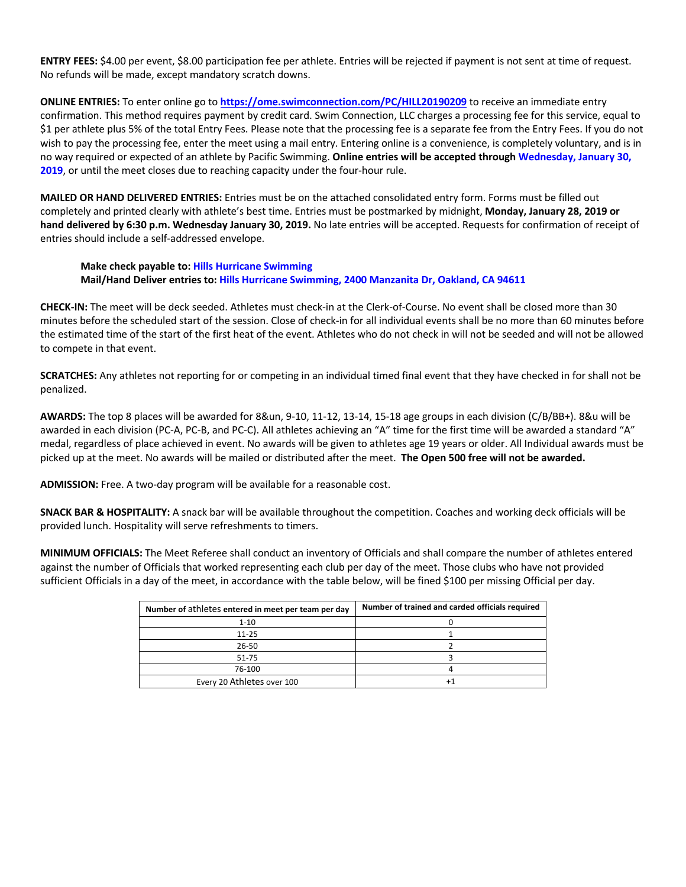**ENTRY FEES:** $4.00 per event, $8.00 participation fee per athlete. Entries will be rejected if payment is not sent at time of request. No refunds will be made, except mandatory scratch downs.

**ONLINE ENTRIES:** To enter online go to **https://ome.swimconnection.com/PC/HILL20190209** to receive an immediate entry confirmation. This method requires payment by credit card. Swim Connection, LLC charges a processing fee for this service, equal to $1 per athlete plus 5% of the total Entry Fees. Please note that the processing fee is a separate fee from the Entry Fees. If you do not wish to pay the processing fee, enter the meet using a mail entry. Entering online is a convenience, is completely voluntary, and is in no way required or expected of an athlete by Pacific Swimming. **Online entries will be accepted through Wednesday, January 30, 2019**, or until the meet closes due to reaching capacity under the four-hour rule.

**MAILED OR HAND DELIVERED ENTRIES:** Entries must be on the attached consolidated entry form. Forms must be filled out completely and printed clearly with athlete's best time. Entries must be postmarked by midnight, **Monday, January 28, 2019 or hand delivered by 6:30 p.m. Wednesday January 30, 2019.** No late entries will be accepted. Requests for confirmation of receipt of entries should include a self-addressed envelope.

> **Make check payable to: Hills Hurricane Swimming**
> **Mail/Hand Deliver entries to: Hills Hurricane Swimming, 2400 Manzanita Dr, Oakland, CA 94611**

**CHECK-IN:** The meet will be deck seeded. Athletes must check-in at the Clerk-of-Course. No event shall be closed more than 30 minutes before the scheduled start of the session. Close of check-in for all individual events shall be no more than 60 minutes before the estimated time of the start of the first heat of the event. Athletes who do not check in will not be seeded and will not be allowed to compete in that event.

**SCRATCHES:** Any athletes not reporting for or competing in an individual timed final event that they have checked in for shall not be penalized.

**AWARDS:** The top 8 places will be awarded for 8&un, 9-10, 11-12, 13-14, 15-18 age groups in each division (C/B/BB+). 8&u will be awarded in each division (PC-A, PC-B, and PC-C). All athletes achieving an "A" time for the first time will be awarded a standard "A" medal, regardless of place achieved in event. No awards will be given to athletes age 19 years or older. All Individual awards must be picked up at the meet. No awards will be mailed or distributed after the meet. **The Open 500 free will not be awarded.**

**ADMISSION:** Free. A two-day program will be available for a reasonable cost.

**SNACK BAR & HOSPITALITY:** A snack bar will be available throughout the competition. Coaches and working deck officials will be provided lunch. Hospitality will serve refreshments to timers.

**MINIMUM OFFICIALS:** The Meet Referee shall conduct an inventory of Officials and shall compare the number of athletes entered against the number of Officials that worked representing each club per day of the meet. Those clubs who have not provided sufficient Officials in a day of the meet, in accordance with the table below, will be fined $100 per missing Official per day.

| Number of athletes entered in meet per team per day | Number of trained and carded officials required |
|---|---|
| 1-10 | 0 |
| 11-25 | 1 |
| 26-50 | 2 |
| 51-75 | 3 |
| 76-100 | 4 |
| Every 20 Athletes over 100 | +1 |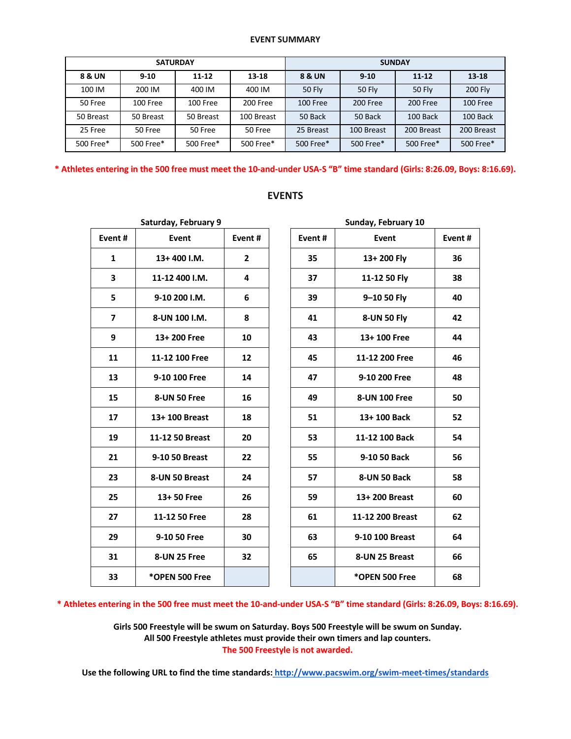## EVENT SUMMARY

| SATURDAY | | | | SUNDAY | | | |
|---|---|---|---|---|---|---|---|
| **8 & UN** | **9-10** | **11-12** | **13-18** | **8 & UN** | **9-10** | **11-12** | **13-18** |
| 100 IM | 200 IM | 400 IM | 400 IM | 50 Fly | 50 Fly | 50 Fly | 200 Fly |
| 50 Free | 100 Free | 100 Free | 200 Free | 100 Free | 200 Free | 200 Free | 100 Free |
| 50 Breast | 50 Breast | 50 Breast | 100 Breast | 50 Back | 50 Back | 100 Back | 100 Back |
| 25 Free | 50 Free | 50 Free | 50 Free | 25 Breast | 100 Breast | 200 Breast | 200 Breast |
| 500 Free* | 500 Free* | 500 Free* | 500 Free* | 500 Free* | 500 Free* | 500 Free* | 500 Free* |

**\* Athletes entering in the 500 free must meet the 10-and-under USA-S "B" time standard (Girls: 8:26.09, Boys: 8:16.69).**

## EVENTS

**Saturday, February 9**

| Event # | Event | Event # |
|---|---|---|
| 1 | 13+ 400 I.M. | 2 |
| 3 | 11-12 400 I.M. | 4 |
| 5 | 9-10 200 I.M. | 6 |
| 7 | 8-UN 100 I.M. | 8 |
| 9 | 13+ 200 Free | 10 |
| 11 | 11-12 100 Free | 12 |
| 13 | 9-10 100 Free | 14 |
| 15 | 8-UN 50 Free | 16 |
| 17 | 13+ 100 Breast | 18 |
| 19 | 11-12 50 Breast | 20 |
| 21 | 9-10 50 Breast | 22 |
| 23 | 8-UN 50 Breast | 24 |
| 25 | 13+ 50 Free | 26 |
| 27 | 11-12 50 Free | 28 |
| 29 | 9-10 50 Free | 30 |
| 31 | 8-UN 25 Free | 32 |
| 33 | *OPEN 500 Free | |

**Sunday, February 10**

| Event # | Event | Event # |
|---|---|---|
| 35 | 13+ 200 Fly | 36 |
| 37 | 11-12 50 Fly | 38 |
| 39 | 9–10 50 Fly | 40 |
| 41 | 8-UN 50 Fly | 42 |
| 43 | 13+ 100 Free | 44 |
| 45 | 11-12 200 Free | 46 |
| 47 | 9-10 200 Free | 48 |
| 49 | 8-UN 100 Free | 50 |
| 51 | 13+ 100 Back | 52 |
| 53 | 11-12 100 Back | 54 |
| 55 | 9-10 50 Back | 56 |
| 57 | 8-UN 50 Back | 58 |
| 59 | 13+ 200 Breast | 60 |
| 61 | 11-12 200 Breast | 62 |
| 63 | 9-10 100 Breast | 64 |
| 65 | 8-UN 25 Breast | 66 |
| | *OPEN 500 Free | 68 |

**\* Athletes entering in the 500 free must meet the 10-and-under USA-S "B" time standard (Girls: 8:26.09, Boys: 8:16.69).**

**Girls 500 Freestyle will be swum on Saturday. Boys 500 Freestyle will be swum on Sunday.**
**All 500 Freestyle athletes must provide their own timers and lap counters.**
**The 500 Freestyle is not awarded.**

**Use the following URL to find the time standards: http://www.pacswim.org/swim-meet-times/standards**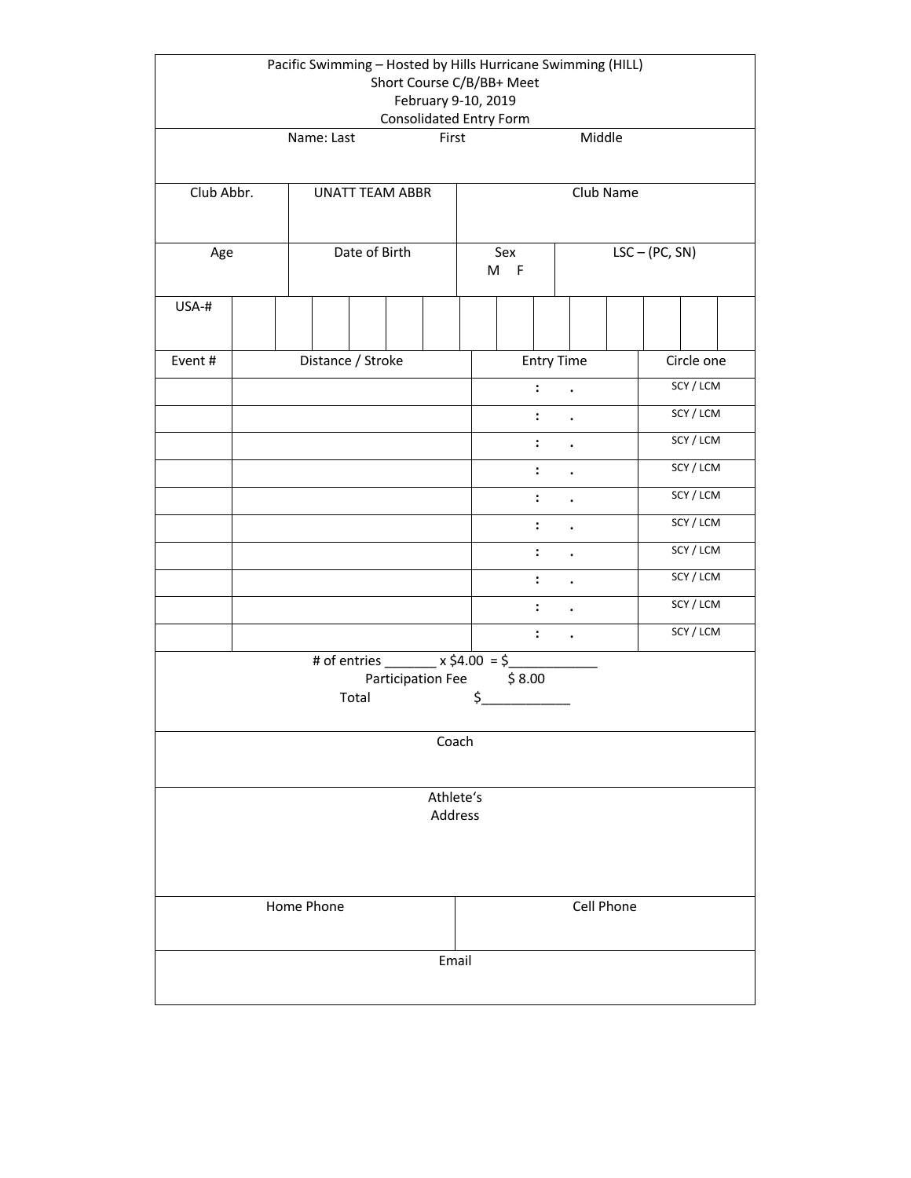Pacific Swimming – Hosted by Hills Hurricane Swimming (HILL)
Short Course C/B/BB+ Meet
February 9-10, 2019
Consolidated Entry Form

| Name: Last | First | Middle |
|---|---|---|
| | | |

| Club Abbr. | UNATT TEAM ABBR | Club Name |
|---|---|---|
| | | |

| Age | Date of Birth | Sex M F | LSC – (PC, SN) |
|---|---|---|---|
| | | | |

| USA-# | | | | | | | | | | | | | | |
|---|---|---|---|---|---|---|---|---|---|---|---|---|---|---|
| | | | | | | | | | | | | | | |

| Event # | Distance / Stroke | Entry Time | Circle one |
|---|---|---|---|
| | | : . | SCY / LCM |
| | | : . | SCY / LCM |
| | | : . | SCY / LCM |
| | | : . | SCY / LCM |
| | | : . | SCY / LCM |
| | | : . | SCY / LCM |
| | | : . | SCY / LCM |
| | | : . | SCY / LCM |
| | | : . | SCY / LCM |
| | | : . | SCY / LCM |

# of entries _______ x $4.00 = $____________

Participation Fee $ 8.00

Total $____________

Coach

Athlete's Address

| Home Phone | Cell Phone |
|---|---|
| | |

Email